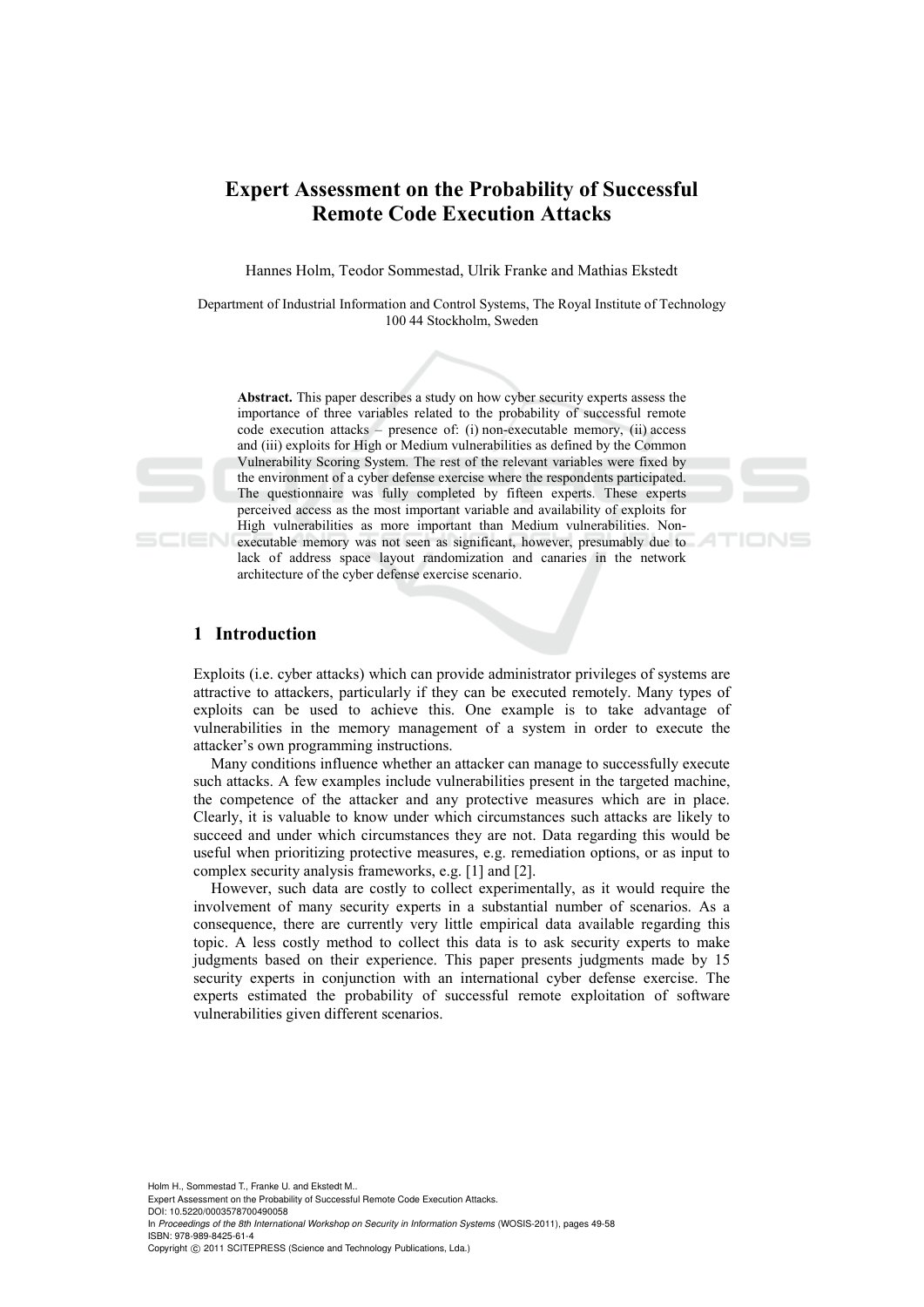# Expert Assessment on the Probability of Successful Remote Code Execution Attacks

Hannes Holm, Teodor Sommestad, Ulrik Franke and Mathias Ekstedt

Department of Industrial Information and Control Systems, The Royal Institute of Technology 100 44 Stockholm, Sweden

**Abstract.** This paper describes a study on how cyber security experts assess the importance of three variables related to the probability of successful remote code execution attacks – presence of: (i) non-executable memory, (ii) access and (iii) exploits for High or Medium vulnerabilities as defined by the Common Vulnerability Scoring System. The rest of the relevant variables were fixed by the environment of a cyber defense exercise where the respondents participated. The questionnaire was fully completed by fifteen experts. These experts perceived access as the most important variable and availability of exploits for High vulnerabilities as more important than Medium vulnerabilities. Non-executable memory was not seen as significant, however, presumably due to lack of address space layout randomization and canaries in the network architecture of the cyber defense exercise scenario.

## 1 Introduction

Exploits (i.e. cyber attacks) which can provide administrator privileges of systems are attractive to attackers, particularly if they can be executed remotely. Many types of exploits can be used to achieve this. One example is to take advantage of vulnerabilities in the memory management of a system in order to execute the attacker's own programming instructions.

Many conditions influence whether an attacker can manage to successfully execute such attacks. A few examples include vulnerabilities present in the targeted machine, the competence of the attacker and any protective measures which are in place. Clearly, it is valuable to know under which circumstances such attacks are likely to succeed and under which circumstances they are not. Data regarding this would be useful when prioritizing protective measures, e.g. remediation options, or as input to complex security analysis frameworks, e.g. [1] and [2].

However, such data are costly to collect experimentally, as it would require the involvement of many security experts in a substantial number of scenarios. As a consequence, there are currently very little empirical data available regarding this topic. A less costly method to collect this data is to ask security experts to make judgments based on their experience. This paper presents judgments made by 15 security experts in conjunction with an international cyber defense exercise. The experts estimated the probability of successful remote exploitation of software vulnerabilities given different scenarios.

Holm H., Sommestad T., Franke U. and Ekstedt M..
Expert Assessment on the Probability of Successful Remote Code Execution Attacks.
DOI: 10.5220/0003578700490058
In *Proceedings of the 8th International Workshop on Security in Information Systems* (WOSIS-2011), pages 49-58
ISBN: 978-989-8425-61-4
Copyright © 2011 SCITEPRESS (Science and Technology Publications, Lda.)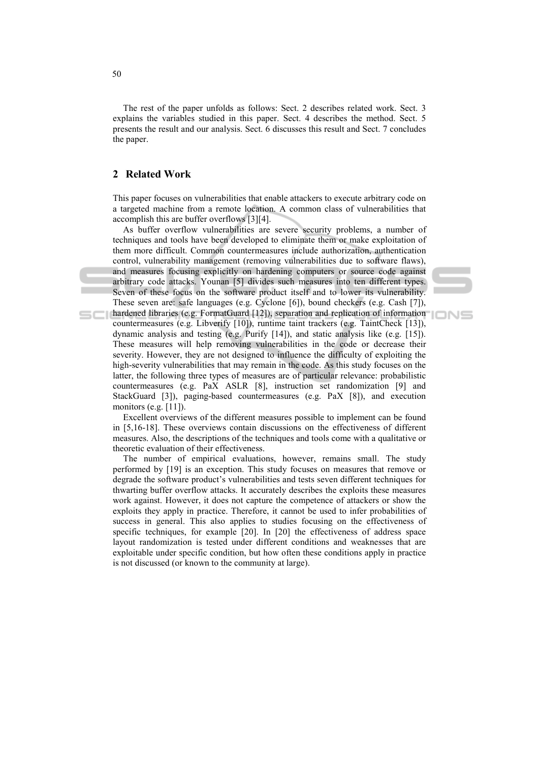The rest of the paper unfolds as follows: Sect. 2 describes related work. Sect. 3 explains the variables studied in this paper. Sect. 4 describes the method. Sect. 5 presents the result and our analysis. Sect. 6 discusses this result and Sect. 7 concludes the paper.

## 2 Related Work

This paper focuses on vulnerabilities that enable attackers to execute arbitrary code on a targeted machine from a remote location. A common class of vulnerabilities that accomplish this are buffer overflows [3][4].

As buffer overflow vulnerabilities are severe security problems, a number of techniques and tools have been developed to eliminate them or make exploitation of them more difficult. Common countermeasures include authorization, authentication control, vulnerability management (removing vulnerabilities due to software flaws), and measures focusing explicitly on hardening computers or source code against arbitrary code attacks. Younan [5] divides such measures into ten different types. Seven of these focus on the software product itself and to lower its vulnerability. These seven are: safe languages (e.g. Cyclone [6]), bound checkers (e.g. Cash [7]), hardened libraries (e.g. FormatGuard [12]), separation and replication of information countermeasures (e.g. Libverify [10]), runtime taint trackers (e.g. TaintCheck [13]), dynamic analysis and testing (e.g. Purify [14]), and static analysis like (e.g. [15]). These measures will help removing vulnerabilities in the code or decrease their severity. However, they are not designed to influence the difficulty of exploiting the high-severity vulnerabilities that may remain in the code. As this study focuses on the latter, the following three types of measures are of particular relevance: probabilistic countermeasures (e.g. PaX ASLR [8], instruction set randomization [9] and StackGuard [3]), paging-based countermeasures (e.g. PaX [8]), and execution monitors (e.g. [11]).

Excellent overviews of the different measures possible to implement can be found in [5,16-18]. These overviews contain discussions on the effectiveness of different measures. Also, the descriptions of the techniques and tools come with a qualitative or theoretic evaluation of their effectiveness.

The number of empirical evaluations, however, remains small. The study performed by [19] is an exception. This study focuses on measures that remove or degrade the software product's vulnerabilities and tests seven different techniques for thwarting buffer overflow attacks. It accurately describes the exploits these measures work against. However, it does not capture the competence of attackers or show the exploits they apply in practice. Therefore, it cannot be used to infer probabilities of success in general. This also applies to studies focusing on the effectiveness of specific techniques, for example [20]. In [20] the effectiveness of address space layout randomization is tested under different conditions and weaknesses that are exploitable under specific condition, but how often these conditions apply in practice is not discussed (or known to the community at large).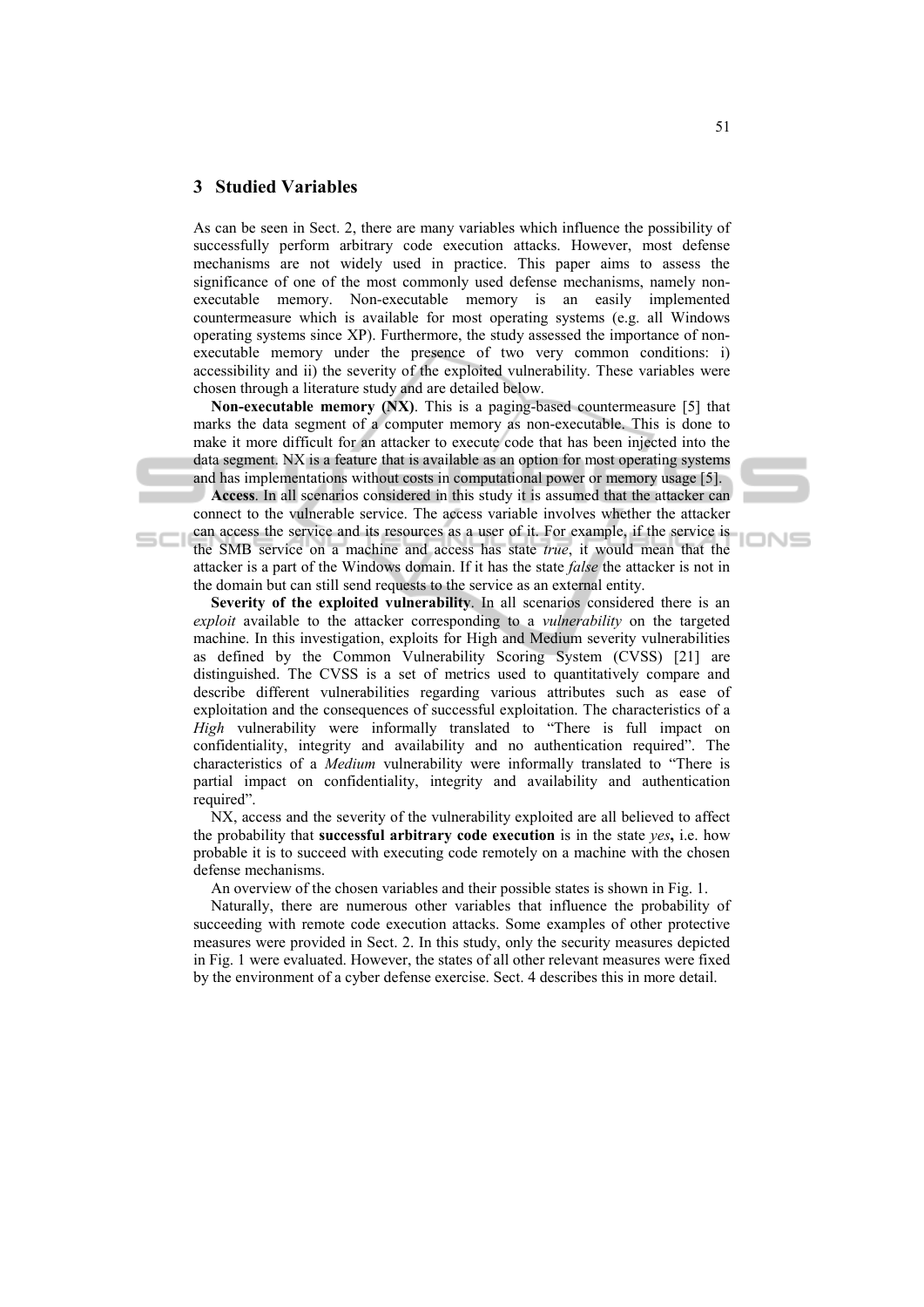## 3 Studied Variables

As can be seen in Sect. 2, there are many variables which influence the possibility of successfully perform arbitrary code execution attacks. However, most defense mechanisms are not widely used in practice. This paper aims to assess the significance of one of the most commonly used defense mechanisms, namely non-executable memory. Non-executable memory is an easily implemented countermeasure which is available for most operating systems (e.g. all Windows operating systems since XP). Furthermore, the study assessed the importance of non-executable memory under the presence of two very common conditions: i) accessibility and ii) the severity of the exploited vulnerability. These variables were chosen through a literature study and are detailed below.

**Non-executable memory (NX)**. This is a paging-based countermeasure [5] that marks the data segment of a computer memory as non-executable. This is done to make it more difficult for an attacker to execute code that has been injected into the data segment. NX is a feature that is available as an option for most operating systems and has implementations without costs in computational power or memory usage [5].

**Access**. In all scenarios considered in this study it is assumed that the attacker can connect to the vulnerable service. The access variable involves whether the attacker can access the service and its resources as a user of it. For example, if the service is the SMB service on a machine and access has state *true*, it would mean that the attacker is a part of the Windows domain. If it has the state *false* the attacker is not in the domain but can still send requests to the service as an external entity.

**Severity of the exploited vulnerability**. In all scenarios considered there is an *exploit* available to the attacker corresponding to a *vulnerability* on the targeted machine. In this investigation, exploits for High and Medium severity vulnerabilities as defined by the Common Vulnerability Scoring System (CVSS) [21] are distinguished. The CVSS is a set of metrics used to quantitatively compare and describe different vulnerabilities regarding various attributes such as ease of exploitation and the consequences of successful exploitation. The characteristics of a *High* vulnerability were informally translated to "There is full impact on confidentiality, integrity and availability and no authentication required". The characteristics of a *Medium* vulnerability were informally translated to "There is partial impact on confidentiality, integrity and availability and authentication required".

NX, access and the severity of the vulnerability exploited are all believed to affect the probability that **successful arbitrary code execution** is in the state *yes***,** i.e. how probable it is to succeed with executing code remotely on a machine with the chosen defense mechanisms.

An overview of the chosen variables and their possible states is shown in Fig. 1.

Naturally, there are numerous other variables that influence the probability of succeeding with remote code execution attacks. Some examples of other protective measures were provided in Sect. 2. In this study, only the security measures depicted in Fig. 1 were evaluated. However, the states of all other relevant measures were fixed by the environment of a cyber defense exercise. Sect. 4 describes this in more detail.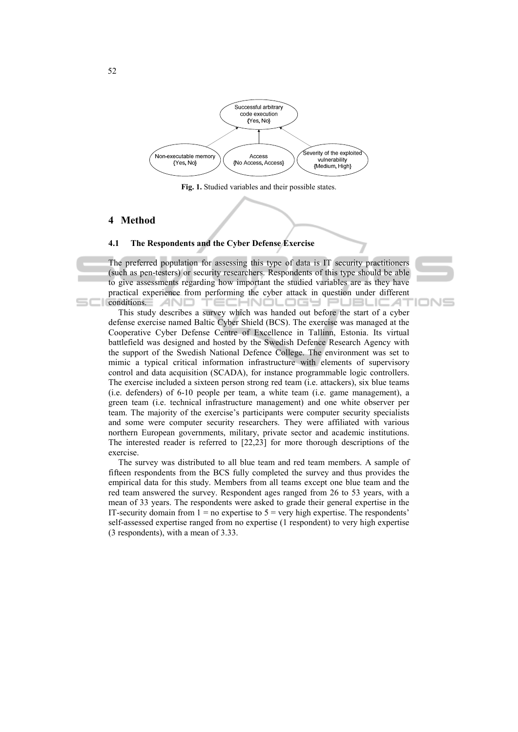Successful arbitrary code execution {Yes, No}

Non-executable memory {Yes, No}

Access {No Access, Access}

Severity of the exploited vulnerability {Medium, High}

**Fig. 1.** Studied variables and their possible states.

## 4 Method

### 4.1 The Respondents and the Cyber Defense Exercise

The preferred population for assessing this type of data is IT security practitioners (such as pen-testers) or security researchers. Respondents of this type should be able to give assessments regarding how important the studied variables are as they have practical experience from performing the cyber attack in question under different conditions.

This study describes a survey which was handed out before the start of a cyber defense exercise named Baltic Cyber Shield (BCS). The exercise was managed at the Cooperative Cyber Defense Centre of Excellence in Tallinn, Estonia. Its virtual battlefield was designed and hosted by the Swedish Defence Research Agency with the support of the Swedish National Defence College. The environment was set to mimic a typical critical information infrastructure with elements of supervisory control and data acquisition (SCADA), for instance programmable logic controllers. The exercise included a sixteen person strong red team (i.e. attackers), six blue teams (i.e. defenders) of 6-10 people per team, a white team (i.e. game management), a green team (i.e. technical infrastructure management) and one white observer per team. The majority of the exercise's participants were computer security specialists and some were computer security researchers. They were affiliated with various northern European governments, military, private sector and academic institutions. The interested reader is referred to [22,23] for more thorough descriptions of the exercise.

The survey was distributed to all blue team and red team members. A sample of fifteen respondents from the BCS fully completed the survey and thus provides the empirical data for this study. Members from all teams except one blue team and the red team answered the survey. Respondent ages ranged from 26 to 53 years, with a mean of 33 years. The respondents were asked to grade their general expertise in the IT-security domain from 1 = no expertise to 5 = very high expertise. The respondents' self-assessed expertise ranged from no expertise (1 respondent) to very high expertise (3 respondents), with a mean of 3.33.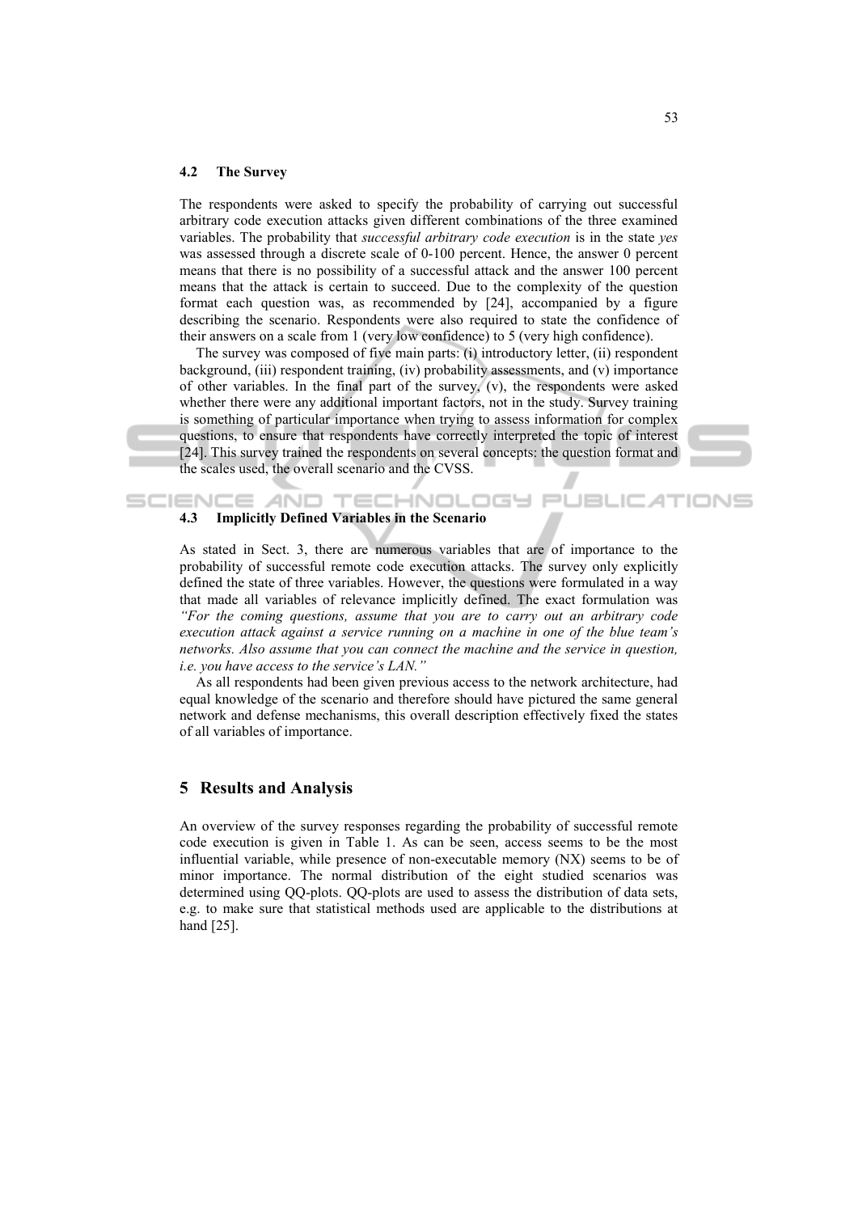### 4.2 The Survey

The respondents were asked to specify the probability of carrying out successful arbitrary code execution attacks given different combinations of the three examined variables. The probability that *successful arbitrary code execution* is in the state *yes* was assessed through a discrete scale of 0-100 percent. Hence, the answer 0 percent means that there is no possibility of a successful attack and the answer 100 percent means that the attack is certain to succeed. Due to the complexity of the question format each question was, as recommended by [24], accompanied by a figure describing the scenario. Respondents were also required to state the confidence of their answers on a scale from 1 (very low confidence) to 5 (very high confidence).

The survey was composed of five main parts: (i) introductory letter, (ii) respondent background, (iii) respondent training, (iv) probability assessments, and (v) importance of other variables. In the final part of the survey, (v), the respondents were asked whether there were any additional important factors, not in the study. Survey training is something of particular importance when trying to assess information for complex questions, to ensure that respondents have correctly interpreted the topic of interest [24]. This survey trained the respondents on several concepts: the question format and the scales used, the overall scenario and the CVSS.

### 4.3 Implicitly Defined Variables in the Scenario

As stated in Sect. 3, there are numerous variables that are of importance to the probability of successful remote code execution attacks. The survey only explicitly defined the state of three variables. However, the questions were formulated in a way that made all variables of relevance implicitly defined. The exact formulation was *"For the coming questions, assume that you are to carry out an arbitrary code execution attack against a service running on a machine in one of the blue team's networks. Also assume that you can connect the machine and the service in question, i.e. you have access to the service's LAN."*

As all respondents had been given previous access to the network architecture, had equal knowledge of the scenario and therefore should have pictured the same general network and defense mechanisms, this overall description effectively fixed the states of all variables of importance.

## 5 Results and Analysis

An overview of the survey responses regarding the probability of successful remote code execution is given in Table 1. As can be seen, access seems to be the most influential variable, while presence of non-executable memory (NX) seems to be of minor importance. The normal distribution of the eight studied scenarios was determined using QQ-plots. QQ-plots are used to assess the distribution of data sets, e.g. to make sure that statistical methods used are applicable to the distributions at hand [25].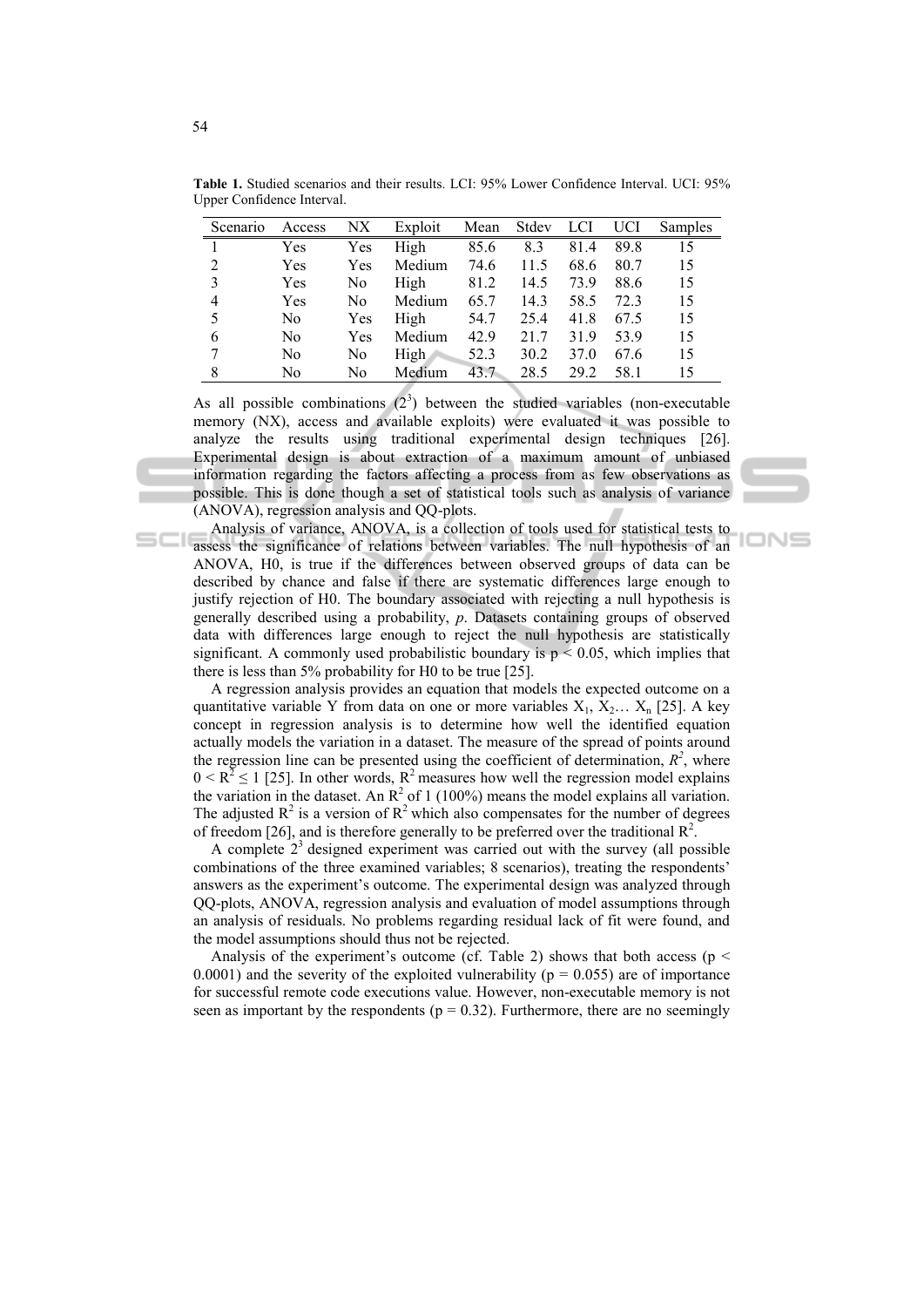**Table 1.** Studied scenarios and their results. LCI: 95% Lower Confidence Interval. UCI: 95% Upper Confidence Interval.

| Scenario | Access | NX | Exploit | Mean | Stdev | LCI | UCI | Samples |
|---|---|---|---|---|---|---|---|---|
| 1 | Yes | Yes | High | 85.6 | 8.3 | 81.4 | 89.8 | 15 |
| 2 | Yes | Yes | Medium | 74.6 | 11.5 | 68.6 | 80.7 | 15 |
| 3 | Yes | No | High | 81.2 | 14.5 | 73.9 | 88.6 | 15 |
| 4 | Yes | No | Medium | 65.7 | 14.3 | 58.5 | 72.3 | 15 |
| 5 | No | Yes | High | 54.7 | 25.4 | 41.8 | 67.5 | 15 |
| 6 | No | Yes | Medium | 42.9 | 21.7 | 31.9 | 53.9 | 15 |
| 7 | No | No | High | 52.3 | 30.2 | 37.0 | 67.6 | 15 |
| 8 | No | No | Medium | 43.7 | 28.5 | 29.2 | 58.1 | 15 |

As all possible combinations ($2^3$) between the studied variables (non-executable memory (NX), access and available exploits) were evaluated it was possible to analyze the results using traditional experimental design techniques [26]. Experimental design is about extraction of a maximum amount of unbiased information regarding the factors affecting a process from as few observations as possible. This is done though a set of statistical tools such as analysis of variance (ANOVA), regression analysis and QQ-plots.

Analysis of variance, ANOVA, is a collection of tools used for statistical tests to assess the significance of relations between variables. The null hypothesis of an ANOVA, H0, is true if the differences between observed groups of data can be described by chance and false if there are systematic differences large enough to justify rejection of H0. The boundary associated with rejecting a null hypothesis is generally described using a probability, *p*. Datasets containing groups of observed data with differences large enough to reject the null hypothesis are statistically significant. A commonly used probabilistic boundary is $p < 0.05$, which implies that there is less than 5% probability for H0 to be true [25].

A regression analysis provides an equation that models the expected outcome on a quantitative variable Y from data on one or more variables $X_1, X_2 \ldots X_n$ [25]. A key concept in regression analysis is to determine how well the identified equation actually models the variation in a dataset. The measure of the spread of points around the regression line can be presented using the coefficient of determination, $R^2$, where $0 < R^2 \leq 1$ [25]. In other words, $R^2$ measures how well the regression model explains the variation in the dataset. An $R^2$ of 1 (100%) means the model explains all variation. The adjusted $R^2$ is a version of $R^2$ which also compensates for the number of degrees of freedom [26], and is therefore generally to be preferred over the traditional $R^2$.

A complete $2^3$ designed experiment was carried out with the survey (all possible combinations of the three examined variables; 8 scenarios), treating the respondents' answers as the experiment's outcome. The experimental design was analyzed through QQ-plots, ANOVA, regression analysis and evaluation of model assumptions through an analysis of residuals. No problems regarding residual lack of fit were found, and the model assumptions should thus not be rejected.

Analysis of the experiment's outcome (cf. Table 2) shows that both access ($p < 0.0001$) and the severity of the exploited vulnerability ($p = 0.055$) are of importance for successful remote code executions value. However, non-executable memory is not seen as important by the respondents ($p = 0.32$). Furthermore, there are no seemingly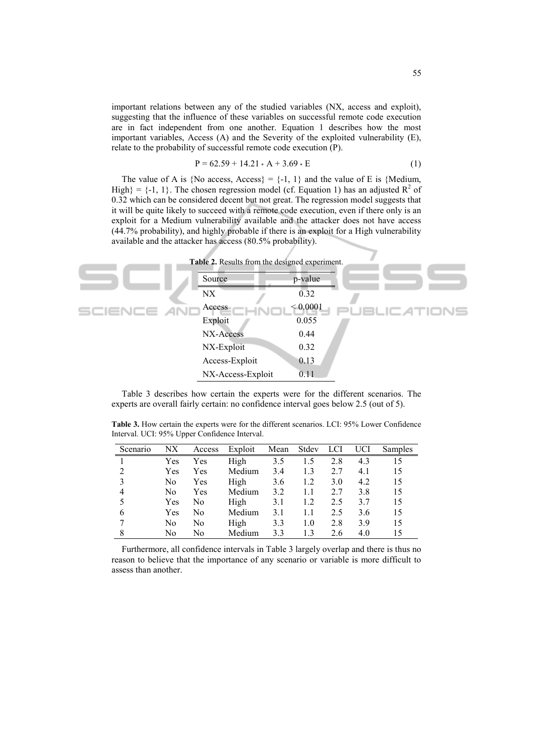important relations between any of the studied variables (NX, access and exploit), suggesting that the influence of these variables on successful remote code execution are in fact independent from one another. Equation 1 describes how the most important variables, Access (A) and the Severity of the exploited vulnerability (E), relate to the probability of successful remote code execution (P).

$$P = 62.59 + 14.21 * A + 3.69 * E \tag{1}$$

The value of A is {No access, Access} = {-1, 1} and the value of E is {Medium, High} = {-1, 1}. The chosen regression model (cf. Equation 1) has an adjusted $R^2$ of 0.32 which can be considered decent but not great. The regression model suggests that it will be quite likely to succeed with a remote code execution, even if there only is an exploit for a Medium vulnerability available and the attacker does not have access (44.7% probability), and highly probable if there is an exploit for a High vulnerability available and the attacker has access (80.5% probability).

**Table 2.** Results from the designed experiment.

| Source | p-value |
|---|---|
| NX | 0.32 |
| Access | < 0.0001 |
| Exploit | 0.055 |
| NX-Access | 0.44 |
| NX-Exploit | 0.32 |
| Access-Exploit | 0.13 |
| NX-Access-Exploit | 0.11 |

Table 3 describes how certain the experts were for the different scenarios. The experts are overall fairly certain: no confidence interval goes below 2.5 (out of 5).

**Table 3.** How certain the experts were for the different scenarios. LCI: 95% Lower Confidence Interval. UCI: 95% Upper Confidence Interval.

| Scenario | NX | Access | Exploit | Mean | Stdev | LCI | UCI | Samples |
|---|---|---|---|---|---|---|---|---|
| 1 | Yes | Yes | High | 3.5 | 1.5 | 2.8 | 4.3 | 15 |
| 2 | Yes | Yes | Medium | 3.4 | 1.3 | 2.7 | 4.1 | 15 |
| 3 | No | Yes | High | 3.6 | 1.2 | 3.0 | 4.2 | 15 |
| 4 | No | Yes | Medium | 3.2 | 1.1 | 2.7 | 3.8 | 15 |
| 5 | Yes | No | High | 3.1 | 1.2 | 2.5 | 3.7 | 15 |
| 6 | Yes | No | Medium | 3.1 | 1.1 | 2.5 | 3.6 | 15 |
| 7 | No | No | High | 3.3 | 1.0 | 2.8 | 3.9 | 15 |
| 8 | No | No | Medium | 3.3 | 1.3 | 2.6 | 4.0 | 15 |

Furthermore, all confidence intervals in Table 3 largely overlap and there is thus no reason to believe that the importance of any scenario or variable is more difficult to assess than another.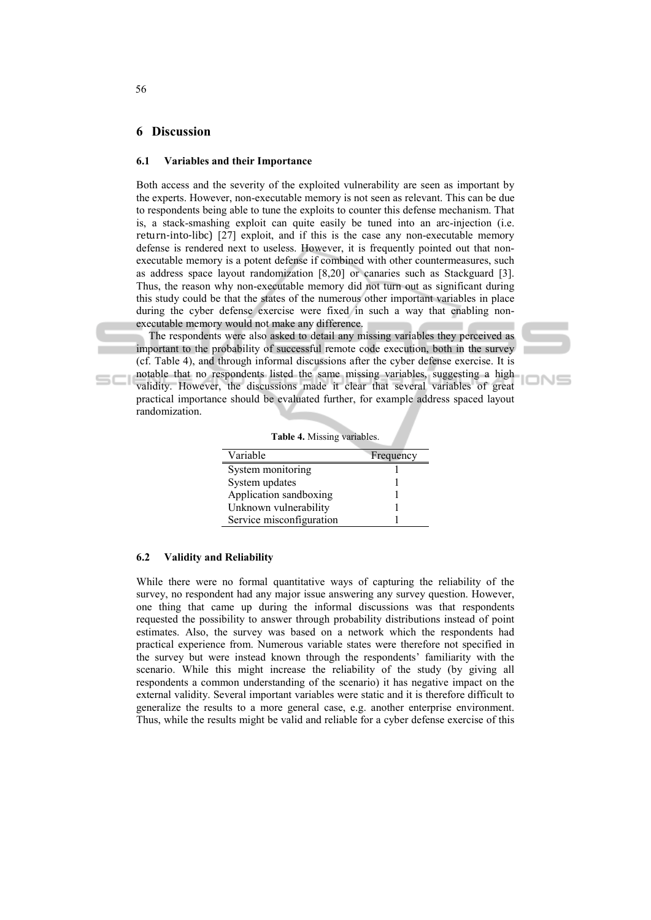## 6 Discussion

### 6.1 Variables and their Importance

Both access and the severity of the exploited vulnerability are seen as important by the experts. However, non-executable memory is not seen as relevant. This can be due to respondents being able to tune the exploits to counter this defense mechanism. That is, a stack-smashing exploit can quite easily be tuned into an arc-injection (i.e. return-into-libc) [27] exploit, and if this is the case any non-executable memory defense is rendered next to useless. However, it is frequently pointed out that non-executable memory is a potent defense if combined with other countermeasures, such as address space layout randomization [8,20] or canaries such as Stackguard [3]. Thus, the reason why non-executable memory did not turn out as significant during this study could be that the states of the numerous other important variables in place during the cyber defense exercise were fixed in such a way that enabling non-executable memory would not make any difference.

The respondents were also asked to detail any missing variables they perceived as important to the probability of successful remote code execution, both in the survey (cf. Table 4), and through informal discussions after the cyber defense exercise. It is notable that no respondents listed the same missing variables, suggesting a high validity. However, the discussions made it clear that several variables of great practical importance should be evaluated further, for example address spaced layout randomization.

**Table 4.** Missing variables.

| Variable | Frequency |
|---|---|
| System monitoring | 1 |
| System updates | 1 |
| Application sandboxing | 1 |
| Unknown vulnerability | 1 |
| Service misconfiguration | 1 |

### 6.2 Validity and Reliability

While there were no formal quantitative ways of capturing the reliability of the survey, no respondent had any major issue answering any survey question. However, one thing that came up during the informal discussions was that respondents requested the possibility to answer through probability distributions instead of point estimates. Also, the survey was based on a network which the respondents had practical experience from. Numerous variable states were therefore not specified in the survey but were instead known through the respondents' familiarity with the scenario. While this might increase the reliability of the study (by giving all respondents a common understanding of the scenario) it has negative impact on the external validity. Several important variables were static and it is therefore difficult to generalize the results to a more general case, e.g. another enterprise environment. Thus, while the results might be valid and reliable for a cyber defense exercise of this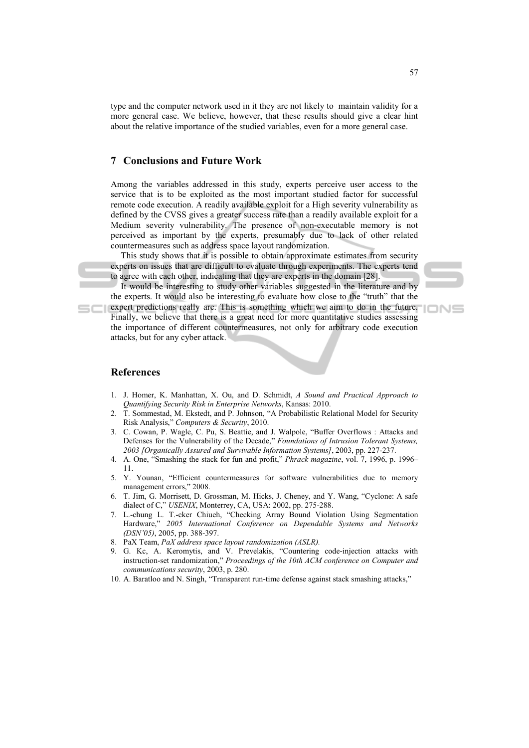type and the computer network used in it they are not likely to maintain validity for a more general case. We believe, however, that these results should give a clear hint about the relative importance of the studied variables, even for a more general case.

## 7 Conclusions and Future Work

Among the variables addressed in this study, experts perceive user access to the service that is to be exploited as the most important studied factor for successful remote code execution. A readily available exploit for a High severity vulnerability as defined by the CVSS gives a greater success rate than a readily available exploit for a Medium severity vulnerability. The presence of non-executable memory is not perceived as important by the experts, presumably due to lack of other related countermeasures such as address space layout randomization.

This study shows that it is possible to obtain approximate estimates from security experts on issues that are difficult to evaluate through experiments. The experts tend to agree with each other, indicating that they are experts in the domain [28].

It would be interesting to study other variables suggested in the literature and by the experts. It would also be interesting to evaluate how close to the "truth" that the expert predictions really are. This is something which we aim to do in the future. Finally, we believe that there is a great need for more quantitative studies assessing the importance of different countermeasures, not only for arbitrary code execution attacks, but for any cyber attack.

## References

1. J. Homer, K. Manhattan, X. Ou, and D. Schmidt, *A Sound and Practical Approach to Quantifying Security Risk in Enterprise Networks*, Kansas: 2010.
2. T. Sommestad, M. Ekstedt, and P. Johnson, "A Probabilistic Relational Model for Security Risk Analysis," *Computers & Security*, 2010.
3. C. Cowan, P. Wagle, C. Pu, S. Beattie, and J. Walpole, "Buffer Overflows : Attacks and Defenses for the Vulnerability of the Decade," *Foundations of Intrusion Tolerant Systems, 2003 [Organically Assured and Survivable Information Systems]*, 2003, pp. 227-237.
4. A. One, "Smashing the stack for fun and profit," *Phrack magazine*, vol. 7, 1996, p. 1996–11.
5. Y. Younan, "Efficient countermeasures for software vulnerabilities due to memory management errors," 2008.
6. T. Jim, G. Morrisett, D. Grossman, M. Hicks, J. Cheney, and Y. Wang, "Cyclone: A safe dialect of C," *USENIX*, Monterrey, CA, USA: 2002, pp. 275-288.
7. L.-chung L. T.-cker Chiueh, "Checking Array Bound Violation Using Segmentation Hardware," *2005 International Conference on Dependable Systems and Networks (DSN'05)*, 2005, pp. 388-397.
8. PaX Team, *PaX address space layout randomization (ASLR).*
9. G. Kc, A. Keromytis, and V. Prevelakis, "Countering code-injection attacks with instruction-set randomization," *Proceedings of the 10th ACM conference on Computer and communications security*, 2003, p. 280.
10. A. Baratloo and N. Singh, "Transparent run-time defense against stack smashing attacks,"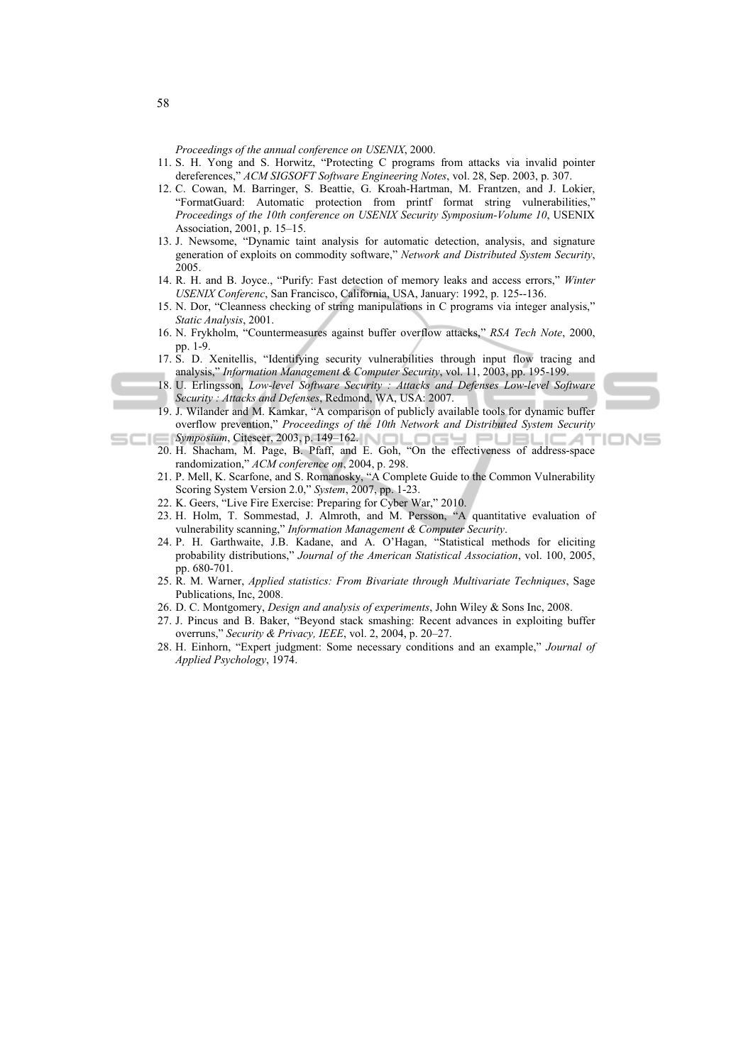*Proceedings of the annual conference on USENIX*, 2000.

11. S. H. Yong and S. Horwitz, "Protecting C programs from attacks via invalid pointer dereferences," *ACM SIGSOFT Software Engineering Notes*, vol. 28, Sep. 2003, p. 307.
12. C. Cowan, M. Barringer, S. Beattie, G. Kroah-Hartman, M. Frantzen, and J. Lokier, "FormatGuard: Automatic protection from printf format string vulnerabilities," *Proceedings of the 10th conference on USENIX Security Symposium-Volume 10*, USENIX Association, 2001, p. 15–15.
13. J. Newsome, "Dynamic taint analysis for automatic detection, analysis, and signature generation of exploits on commodity software," *Network and Distributed System Security*, 2005.
14. R. H. and B. Joyce., "Purify: Fast detection of memory leaks and access errors," *Winter USENIX Conferenc*, San Francisco, California, USA, January: 1992, p. 125--136.
15. N. Dor, "Cleanness checking of string manipulations in C programs via integer analysis," *Static Analysis*, 2001.
16. N. Frykholm, "Countermeasures against buffer overflow attacks," *RSA Tech Note*, 2000, pp. 1-9.
17. S. D. Xenitellis, "Identifying security vulnerabilities through input flow tracing and analysis," *Information Management & Computer Security*, vol. 11, 2003, pp. 195-199.
18. U. Erlingsson, *Low-level Software Security : Attacks and Defenses Low-level Software Security : Attacks and Defenses*, Redmond, WA, USA: 2007.
19. J. Wilander and M. Kamkar, "A comparison of publicly available tools for dynamic buffer overflow prevention," *Proceedings of the 10th Network and Distributed System Security Symposium*, Citeseer, 2003, p. 149–162.
20. H. Shacham, M. Page, B. Pfaff, and E. Goh, "On the effectiveness of address-space randomization," *ACM conference on*, 2004, p. 298.
21. P. Mell, K. Scarfone, and S. Romanosky, "A Complete Guide to the Common Vulnerability Scoring System Version 2.0," *System*, 2007, pp. 1-23.
22. K. Geers, "Live Fire Exercise: Preparing for Cyber War," 2010.
23. H. Holm, T. Sommestad, J. Almroth, and M. Persson, "A quantitative evaluation of vulnerability scanning," *Information Management & Computer Security*.
24. P. H. Garthwaite, J.B. Kadane, and A. O'Hagan, "Statistical methods for eliciting probability distributions," *Journal of the American Statistical Association*, vol. 100, 2005, pp. 680-701.
25. R. M. Warner, *Applied statistics: From Bivariate through Multivariate Techniques*, Sage Publications, Inc, 2008.
26. D. C. Montgomery, *Design and analysis of experiments*, John Wiley & Sons Inc, 2008.
27. J. Pincus and B. Baker, "Beyond stack smashing: Recent advances in exploiting buffer overruns," *Security & Privacy, IEEE*, vol. 2, 2004, p. 20–27.
28. H. Einhorn, "Expert judgment: Some necessary conditions and an example," *Journal of Applied Psychology*, 1974.